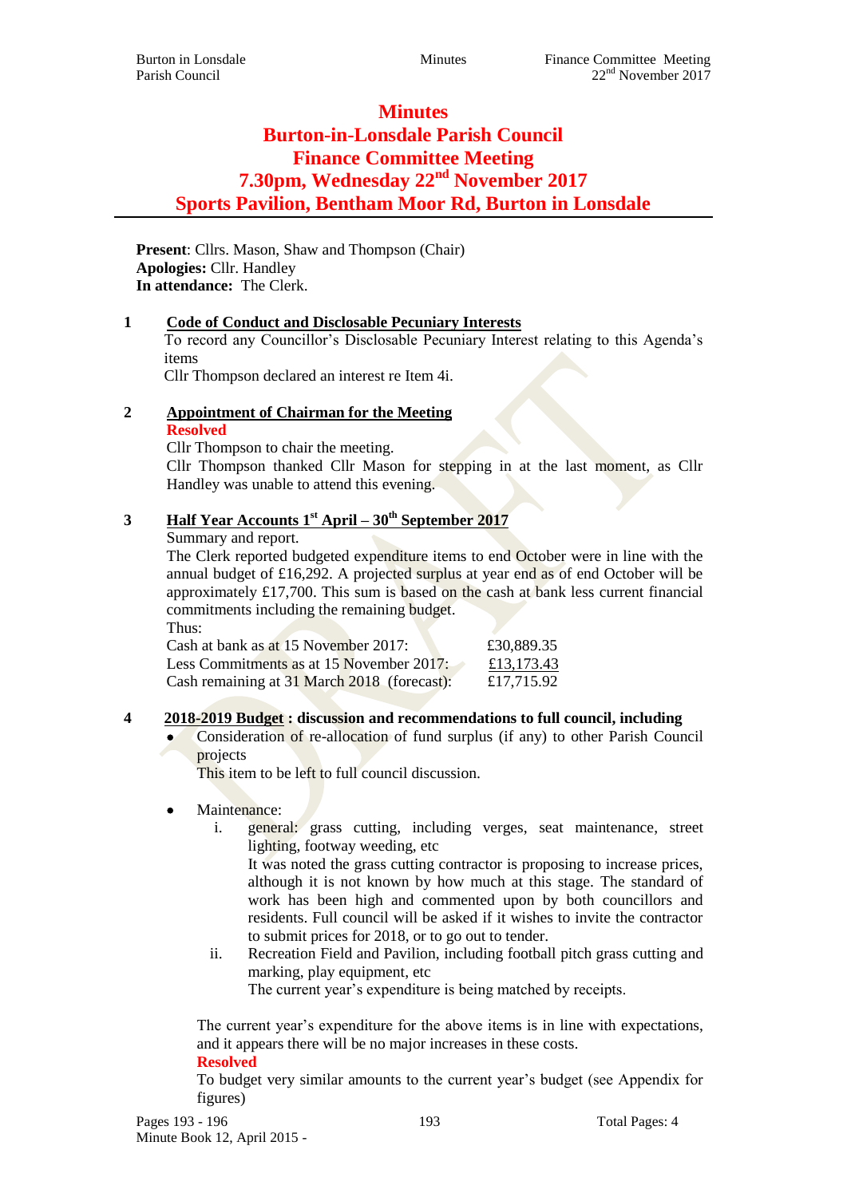# Minutes
# Burton-in-Lonsdale Parish Council
# Finance Committee Meeting
# 7.30pm, Wednesday 22nd November 2017
# Sports Pavilion, Bentham Moor Rd, Burton in Lonsdale

**Present**: Cllrs. Mason, Shaw and Thompson (Chair)
**Apologies:** Cllr. Handley
**In attendance:** The Clerk.

**1 Code of Conduct and Disclosable Pecuniary Interests**

To record any Councillor's Disclosable Pecuniary Interest relating to this Agenda's items

Cllr Thompson declared an interest re Item 4i.

**2 Appointment of Chairman for the Meeting**

**Resolved**

Cllr Thompson to chair the meeting.

Cllr Thompson thanked Cllr Mason for stepping in at the last moment, as Cllr Handley was unable to attend this evening.

**3 Half Year Accounts 1st April – 30th September 2017**

Summary and report.

The Clerk reported budgeted expenditure items to end October were in line with the annual budget of £16,292. A projected surplus at year end as of end October will be approximately £17,700. This sum is based on the cash at bank less current financial commitments including the remaining budget.

Thus:

| | |
|---|---|
| Cash at bank as at 15 November 2017: | £30,889.35 |
| Less Commitments as at 15 November 2017: | £13,173.43 |
| Cash remaining at 31 March 2018 (forecast): | £17,715.92 |

**4 2018-2019 Budget : discussion and recommendations to full council, including**

- Consideration of re-allocation of fund surplus (if any) to other Parish Council projects

  This item to be left to full council discussion.

- Maintenance:
  i. general: grass cutting, including verges, seat maintenance, street lighting, footway weeding, etc

     It was noted the grass cutting contractor is proposing to increase prices, although it is not known by how much at this stage. The standard of work has been high and commented upon by both councillors and residents. Full council will be asked if it wishes to invite the contractor to submit prices for 2018, or to go out to tender.

  ii. Recreation Field and Pavilion, including football pitch grass cutting and marking, play equipment, etc

     The current year's expenditure is being matched by receipts.

  The current year's expenditure for the above items is in line with expectations, and it appears there will be no major increases in these costs.

  **Resolved**

  To budget very similar amounts to the current year's budget (see Appendix for figures)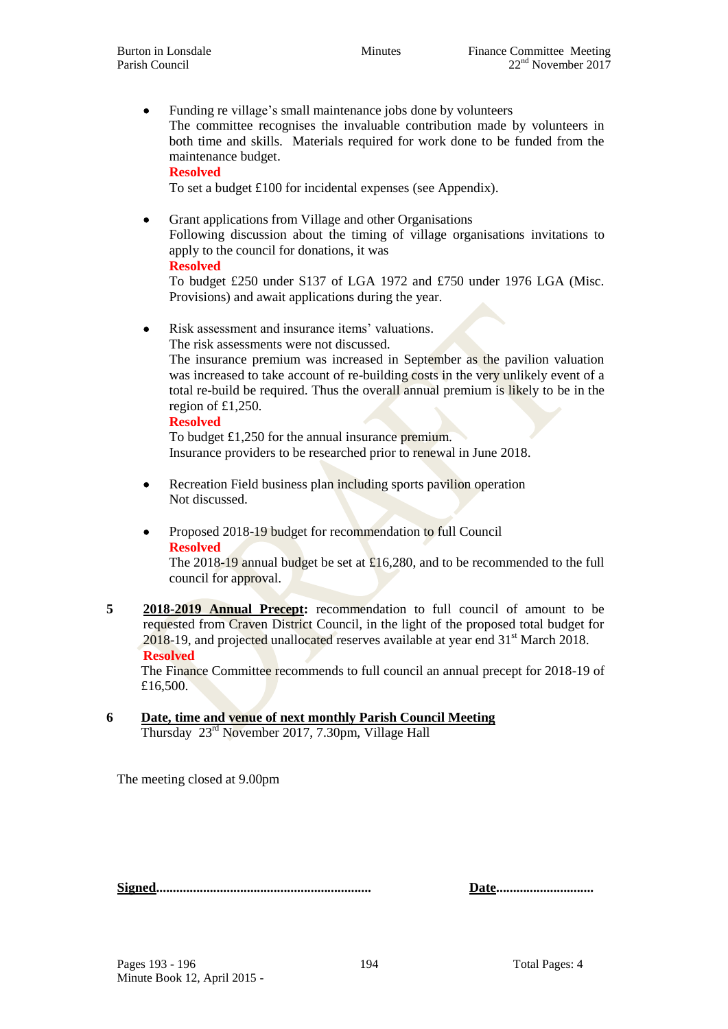- Funding re village's small maintenance jobs done by volunteers
  The committee recognises the invaluable contribution made by volunteers in both time and skills. Materials required for work done to be funded from the maintenance budget.
  **Resolved**
  To set a budget £100 for incidental expenses (see Appendix).

- Grant applications from Village and other Organisations
  Following discussion about the timing of village organisations invitations to apply to the council for donations, it was
  **Resolved**
  To budget £250 under S137 of LGA 1972 and £750 under 1976 LGA (Misc. Provisions) and await applications during the year.

- Risk assessment and insurance items' valuations.
  The risk assessments were not discussed.
  The insurance premium was increased in September as the pavilion valuation was increased to take account of re-building costs in the very unlikely event of a total re-build be required. Thus the overall annual premium is likely to be in the region of £1,250.
  **Resolved**
  To budget £1,250 for the annual insurance premium.
  Insurance providers to be researched prior to renewal in June 2018.

- Recreation Field business plan including sports pavilion operation
  Not discussed.

- Proposed 2018-19 budget for recommendation to full Council
  **Resolved**
  The 2018-19 annual budget be set at £16,280, and to be recommended to the full council for approval.

**5** **2018-2019 Annual Precept:** recommendation to full council of amount to be requested from Craven District Council, in the light of the proposed total budget for 2018-19, and projected unallocated reserves available at year end 31st March 2018.
**Resolved**
The Finance Committee recommends to full council an annual precept for 2018-19 of £16,500.

**6** **Date, time and venue of next monthly Parish Council Meeting**
Thursday 23rd November 2017, 7.30pm, Village Hall

The meeting closed at 9.00pm

**Signed**............................................................... **Date**............................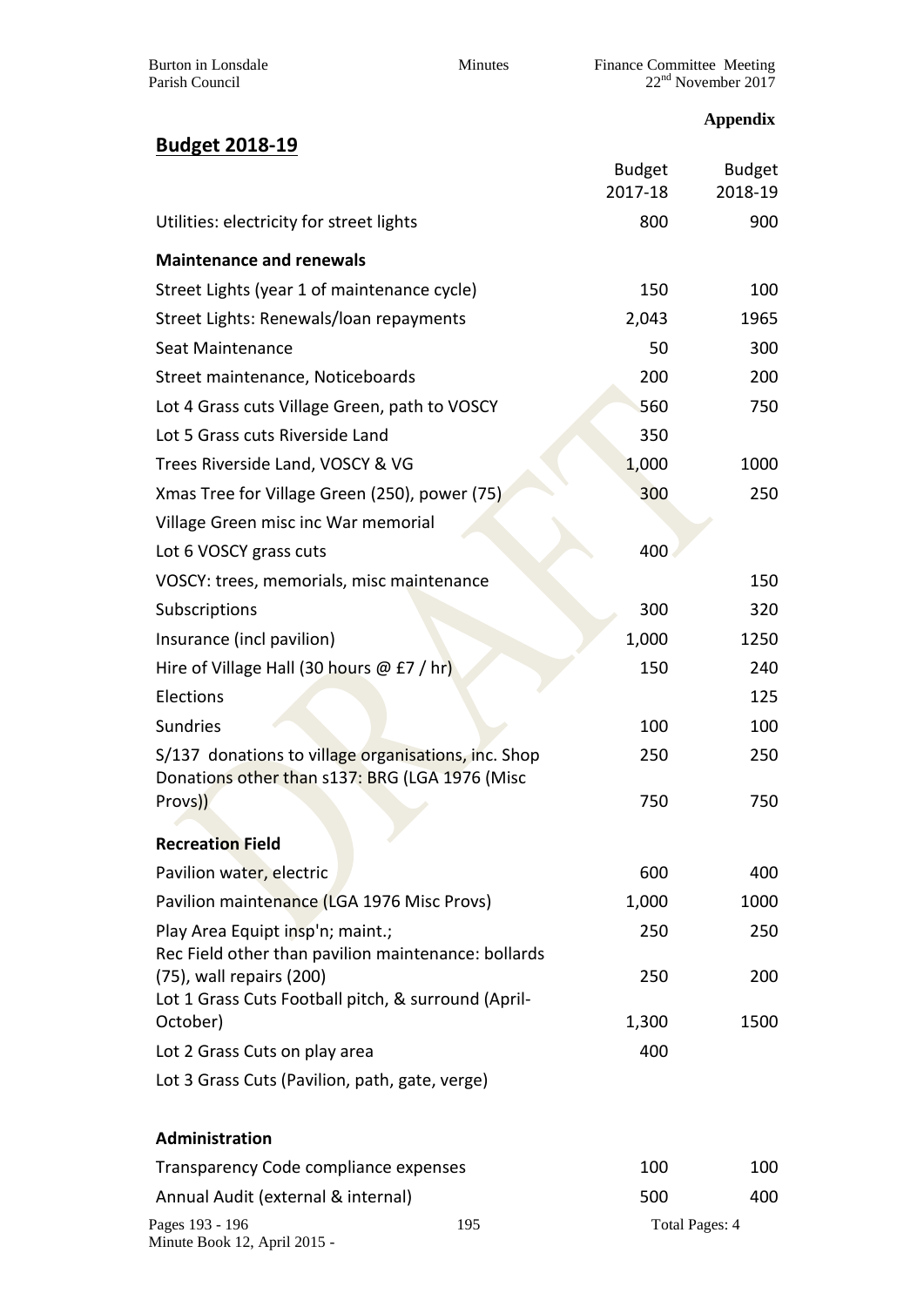**Appendix**

## Budget 2018-19

| | Budget 2017-18 | Budget 2018-19 |
|---|---|---|
| Utilities: electricity for street lights | 800 | 900 |
| **Maintenance and renewals** | | |
| Street Lights (year 1 of maintenance cycle) | 150 | 100 |
| Street Lights: Renewals/loan repayments | 2,043 | 1965 |
| Seat Maintenance | 50 | 300 |
| Street maintenance, Noticeboards | 200 | 200 |
| Lot 4 Grass cuts Village Green, path to VOSCY | 560 | 750 |
| Lot 5 Grass cuts Riverside Land | 350 | |
| Trees Riverside Land, VOSCY & VG | 1,000 | 1000 |
| Xmas Tree for Village Green (250), power (75) | 300 | 250 |
| Village Green misc inc War memorial | | |
| Lot 6 VOSCY grass cuts | 400 | |
| VOSCY: trees, memorials, misc maintenance | | 150 |
| Subscriptions | 300 | 320 |
| Insurance (incl pavilion) | 1,000 | 1250 |
| Hire of Village Hall (30 hours @ £7 / hr) | 150 | 240 |
| Elections | | 125 |
| Sundries | 100 | 100 |
| S/137 donations to village organisations, inc. Shop | 250 | 250 |
| Donations other than s137: BRG (LGA 1976 (Misc Provs)) | 750 | 750 |
| **Recreation Field** | | |
| Pavilion water, electric | 600 | 400 |
| Pavilion maintenance (LGA 1976 Misc Provs) | 1,000 | 1000 |
| Play Area Equipt insp'n; maint.; | 250 | 250 |
| Rec Field other than pavilion maintenance: bollards (75), wall repairs (200) | 250 | 200 |
| Lot 1 Grass Cuts Football pitch, & surround (April-October) | 1,300 | 1500 |
| Lot 2 Grass Cuts on play area | 400 | |
| Lot 3 Grass Cuts (Pavilion, path, gate, verge) | | |
| **Administration** | | |
| Transparency Code compliance expenses | 100 | 100 |
| Annual Audit (external & internal) | 500 | 400 |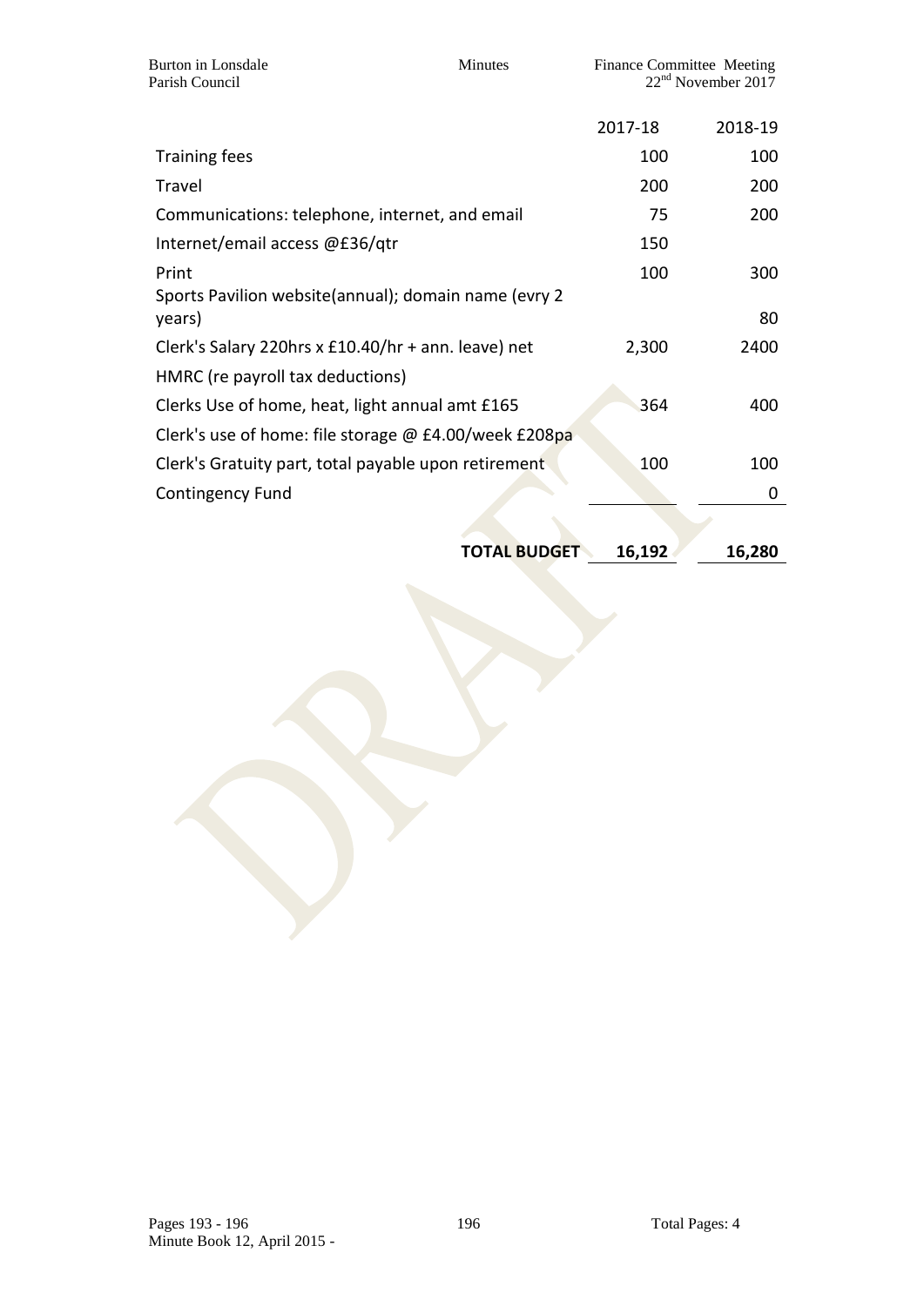| | 2017-18 | 2018-19 |
|---|---|---|
| Training fees | 100 | 100 |
| Travel | 200 | 200 |
| Communications: telephone, internet, and email | 75 | 200 |
| Internet/email access @£36/qtr | 150 | |
| Print | 100 | 300 |
| Sports Pavilion website(annual); domain name (evry 2 years) | | 80 |
| Clerk's Salary 220hrs x £10.40/hr + ann. leave) net | 2,300 | 2400 |
| HMRC (re payroll tax deductions) | | |
| Clerks Use of home, heat, light annual amt £165 | 364 | 400 |
| Clerk's use of home: file storage @ £4.00/week £208pa | | |
| Clerk's Gratuity part, total payable upon retirement | 100 | 100 |
| Contingency Fund | | 0 |
| **TOTAL BUDGET** | **16,192** | **16,280** |

DRAFT